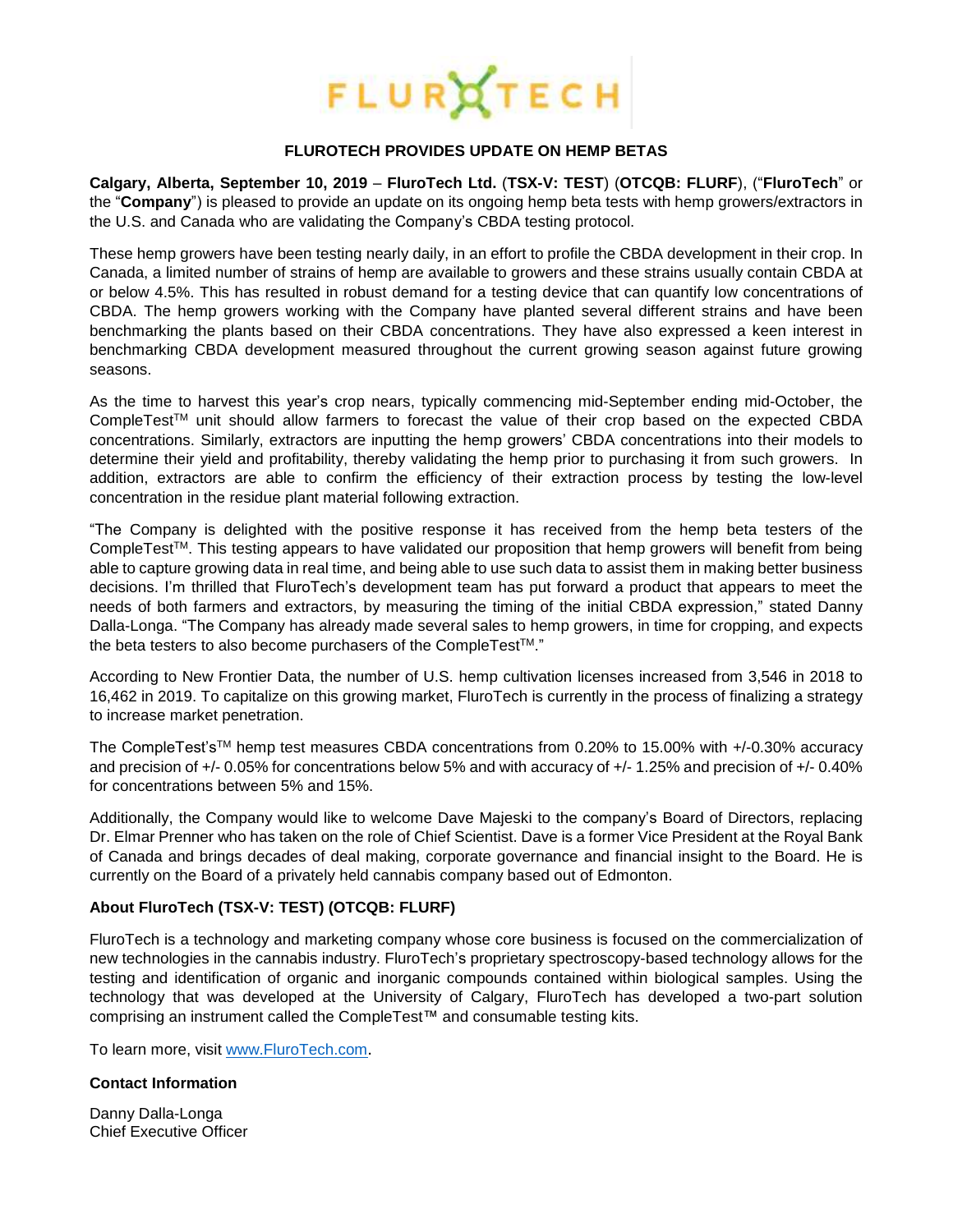FLUROTECH

# FLUROTECH PROVIDES UPDATE ON HEMP BETAS

**Calgary, Alberta, September 10, 2019** – **FluroTech Ltd.** (**TSX-V: TEST**) (**OTCQB: FLURF**), ("**FluroTech**" or the "**Company**") is pleased to provide an update on its ongoing hemp beta tests with hemp growers/extractors in the U.S. and Canada who are validating the Company's CBDA testing protocol.

These hemp growers have been testing nearly daily, in an effort to profile the CBDA development in their crop. In Canada, a limited number of strains of hemp are available to growers and these strains usually contain CBDA at or below 4.5%. This has resulted in robust demand for a testing device that can quantify low concentrations of CBDA. The hemp growers working with the Company have planted several different strains and have been benchmarking the plants based on their CBDA concentrations. They have also expressed a keen interest in benchmarking CBDA development measured throughout the current growing season against future growing seasons.

As the time to harvest this year's crop nears, typically commencing mid-September ending mid-October, the CompleTest™ unit should allow farmers to forecast the value of their crop based on the expected CBDA concentrations. Similarly, extractors are inputting the hemp growers' CBDA concentrations into their models to determine their yield and profitability, thereby validating the hemp prior to purchasing it from such growers. In addition, extractors are able to confirm the efficiency of their extraction process by testing the low-level concentration in the residue plant material following extraction.

"The Company is delighted with the positive response it has received from the hemp beta testers of the CompleTest™. This testing appears to have validated our proposition that hemp growers will benefit from being able to capture growing data in real time, and being able to use such data to assist them in making better business decisions. I'm thrilled that FluroTech's development team has put forward a product that appears to meet the needs of both farmers and extractors, by measuring the timing of the initial CBDA expression," stated Danny Dalla-Longa. "The Company has already made several sales to hemp growers, in time for cropping, and expects the beta testers to also become purchasers of the CompleTest™."

According to New Frontier Data, the number of U.S. hemp cultivation licenses increased from 3,546 in 2018 to 16,462 in 2019. To capitalize on this growing market, FluroTech is currently in the process of finalizing a strategy to increase market penetration.

The CompleTest's™ hemp test measures CBDA concentrations from 0.20% to 15.00% with +/-0.30% accuracy and precision of +/- 0.05% for concentrations below 5% and with accuracy of +/- 1.25% and precision of +/- 0.40% for concentrations between 5% and 15%.

Additionally, the Company would like to welcome Dave Majeski to the company's Board of Directors, replacing Dr. Elmar Prenner who has taken on the role of Chief Scientist. Dave is a former Vice President at the Royal Bank of Canada and brings decades of deal making, corporate governance and financial insight to the Board. He is currently on the Board of a privately held cannabis company based out of Edmonton.

### About FluroTech (TSX-V: TEST) (OTCQB: FLURF)

FluroTech is a technology and marketing company whose core business is focused on the commercialization of new technologies in the cannabis industry. FluroTech's proprietary spectroscopy-based technology allows for the testing and identification of organic and inorganic compounds contained within biological samples. Using the technology that was developed at the University of Calgary, FluroTech has developed a two-part solution comprising an instrument called the CompleTest™ and consumable testing kits.

To learn more, visit www.FluroTech.com.

### Contact Information

Danny Dalla-Longa
Chief Executive Officer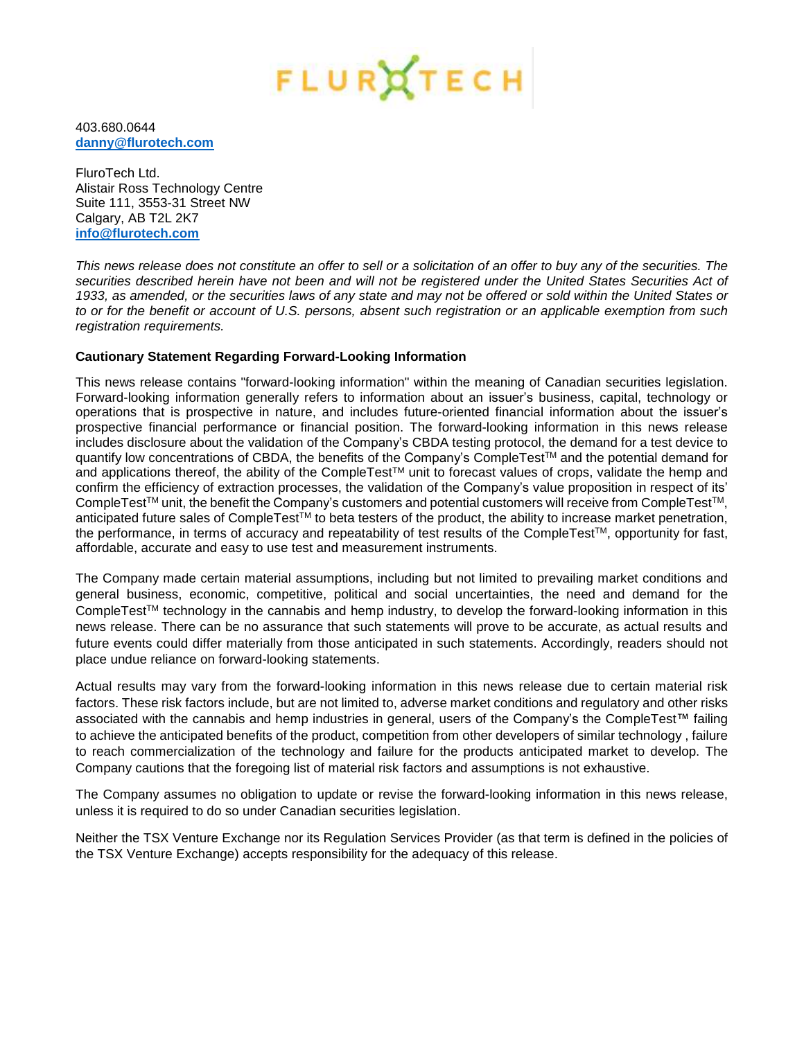403.680.0644
**danny@flurotech.com**

FluroTech Ltd.
Alistair Ross Technology Centre
Suite 111, 3553-31 Street NW
Calgary, AB T2L 2K7
**info@flurotech.com**

*This news release does not constitute an offer to sell or a solicitation of an offer to buy any of the securities. The securities described herein have not been and will not be registered under the United States Securities Act of 1933, as amended, or the securities laws of any state and may not be offered or sold within the United States or to or for the benefit or account of U.S. persons, absent such registration or an applicable exemption from such registration requirements.*

**Cautionary Statement Regarding Forward-Looking Information**

This news release contains "forward-looking information" within the meaning of Canadian securities legislation. Forward-looking information generally refers to information about an issuer's business, capital, technology or operations that is prospective in nature, and includes future-oriented financial information about the issuer's prospective financial performance or financial position. The forward-looking information in this news release includes disclosure about the validation of the Company's CBDA testing protocol, the demand for a test device to quantify low concentrations of CBDA, the benefits of the Company's CompleTest™ and the potential demand for and applications thereof, the ability of the CompleTest™ unit to forecast values of crops, validate the hemp and confirm the efficiency of extraction processes, the validation of the Company's value proposition in respect of its' CompleTest™ unit, the benefit the Company's customers and potential customers will receive from CompleTest™, anticipated future sales of CompleTest™ to beta testers of the product, the ability to increase market penetration, the performance, in terms of accuracy and repeatability of test results of the CompleTest™, opportunity for fast, affordable, accurate and easy to use test and measurement instruments.

The Company made certain material assumptions, including but not limited to prevailing market conditions and general business, economic, competitive, political and social uncertainties, the need and demand for the CompleTest™ technology in the cannabis and hemp industry, to develop the forward-looking information in this news release. There can be no assurance that such statements will prove to be accurate, as actual results and future events could differ materially from those anticipated in such statements. Accordingly, readers should not place undue reliance on forward-looking statements.

Actual results may vary from the forward-looking information in this news release due to certain material risk factors. These risk factors include, but are not limited to, adverse market conditions and regulatory and other risks associated with the cannabis and hemp industries in general, users of the Company's the CompleTest™ failing to achieve the anticipated benefits of the product, competition from other developers of similar technology , failure to reach commercialization of the technology and failure for the products anticipated market to develop. The Company cautions that the foregoing list of material risk factors and assumptions is not exhaustive.

The Company assumes no obligation to update or revise the forward-looking information in this news release, unless it is required to do so under Canadian securities legislation.

Neither the TSX Venture Exchange nor its Regulation Services Provider (as that term is defined in the policies of the TSX Venture Exchange) accepts responsibility for the adequacy of this release.